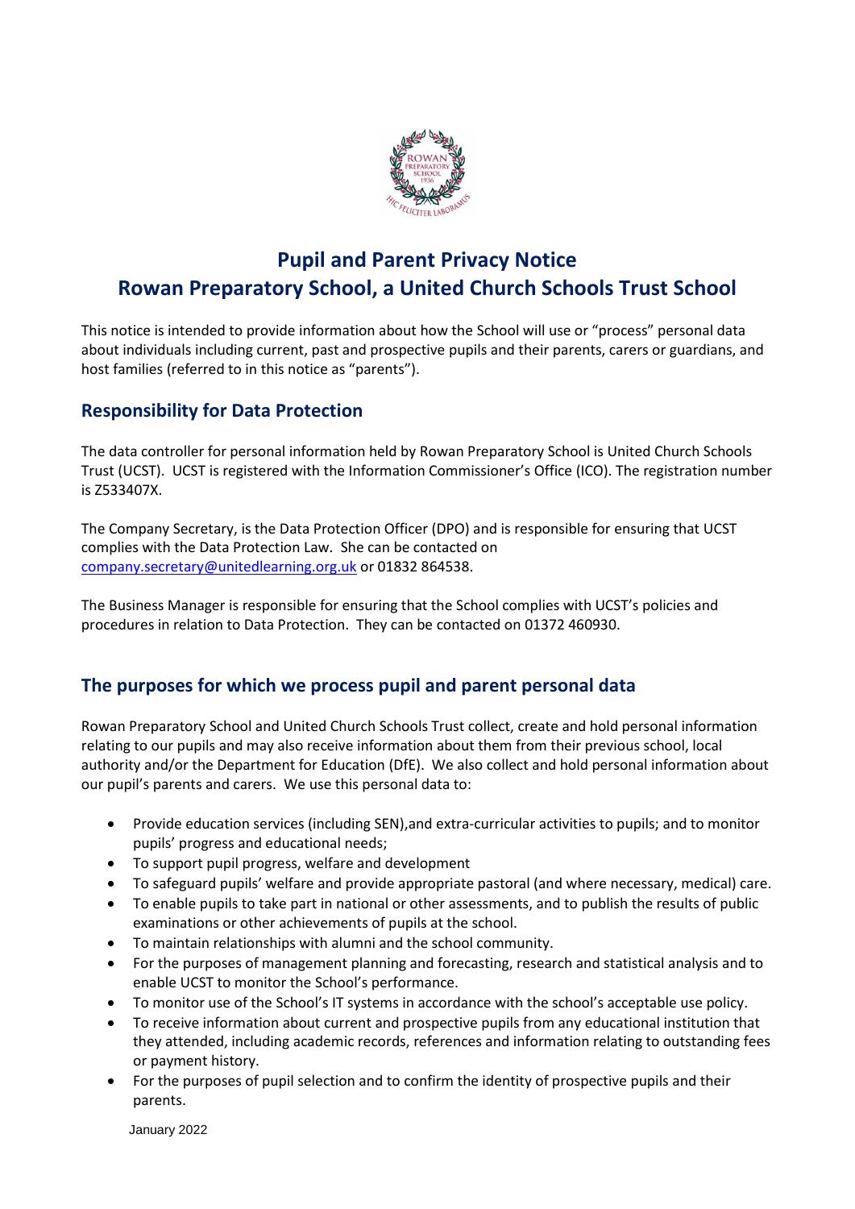# Pupil and Parent Privacy Notice
# Rowan Preparatory School, a United Church Schools Trust School

This notice is intended to provide information about how the School will use or "process" personal data about individuals including current, past and prospective pupils and their parents, carers or guardians, and host families (referred to in this notice as "parents").

## Responsibility for Data Protection

The data controller for personal information held by Rowan Preparatory School is United Church Schools Trust (UCST). UCST is registered with the Information Commissioner's Office (ICO). The registration number is Z533407X.

The Company Secretary, is the Data Protection Officer (DPO) and is responsible for ensuring that UCST complies with the Data Protection Law. She can be contacted on company.secretary@unitedlearning.org.uk or 01832 864538.

The Business Manager is responsible for ensuring that the School complies with UCST's policies and procedures in relation to Data Protection. They can be contacted on 01372 460930.

## The purposes for which we process pupil and parent personal data

Rowan Preparatory School and United Church Schools Trust collect, create and hold personal information relating to our pupils and may also receive information about them from their previous school, local authority and/or the Department for Education (DfE). We also collect and hold personal information about our pupil's parents and carers. We use this personal data to:

- Provide education services (including SEN),and extra-curricular activities to pupils; and to monitor pupils' progress and educational needs;
- To support pupil progress, welfare and development
- To safeguard pupils' welfare and provide appropriate pastoral (and where necessary, medical) care.
- To enable pupils to take part in national or other assessments, and to publish the results of public examinations or other achievements of pupils at the school.
- To maintain relationships with alumni and the school community.
- For the purposes of management planning and forecasting, research and statistical analysis and to enable UCST to monitor the School's performance.
- To monitor use of the School's IT systems in accordance with the school's acceptable use policy.
- To receive information about current and prospective pupils from any educational institution that they attended, including academic records, references and information relating to outstanding fees or payment history.
- For the purposes of pupil selection and to confirm the identity of prospective pupils and their parents.

January 2022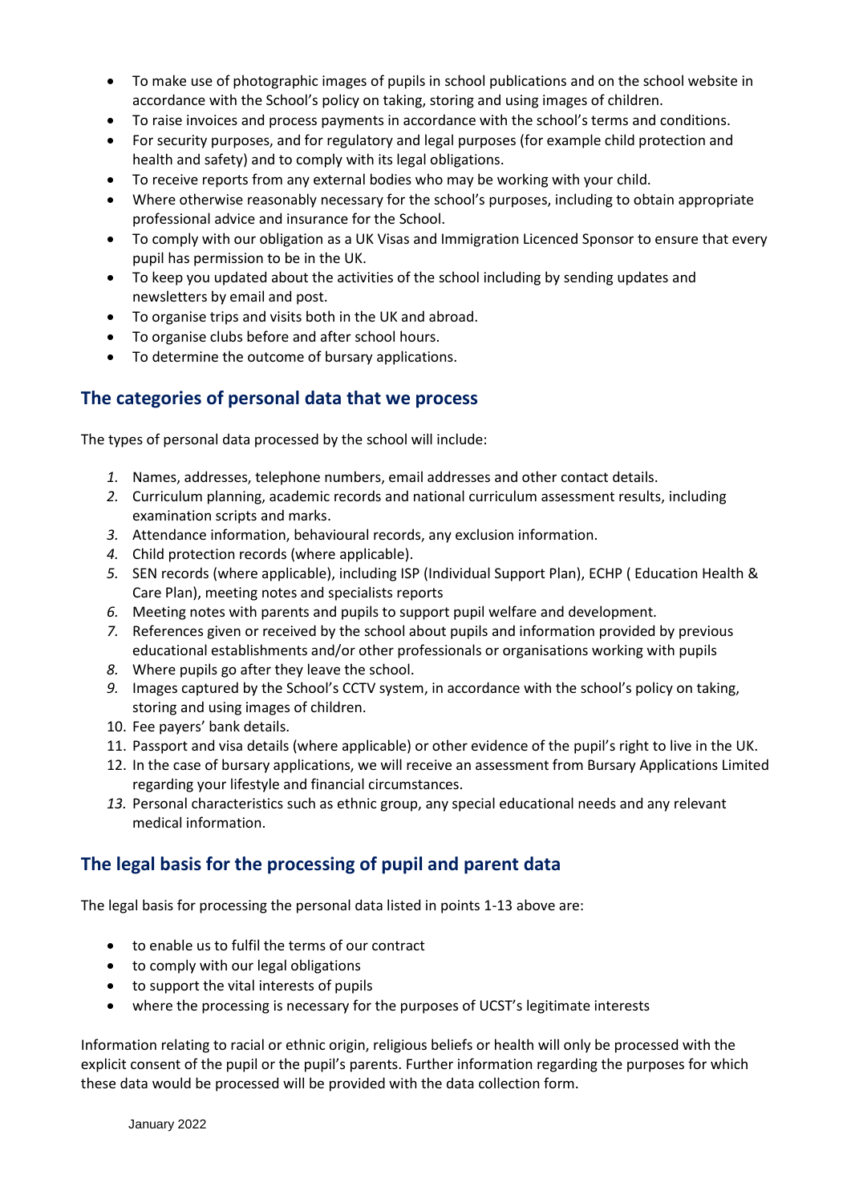- To make use of photographic images of pupils in school publications and on the school website in accordance with the School's policy on taking, storing and using images of children.
- To raise invoices and process payments in accordance with the school's terms and conditions.
- For security purposes, and for regulatory and legal purposes (for example child protection and health and safety) and to comply with its legal obligations.
- To receive reports from any external bodies who may be working with your child.
- Where otherwise reasonably necessary for the school's purposes, including to obtain appropriate professional advice and insurance for the School.
- To comply with our obligation as a UK Visas and Immigration Licenced Sponsor to ensure that every pupil has permission to be in the UK.
- To keep you updated about the activities of the school including by sending updates and newsletters by email and post.
- To organise trips and visits both in the UK and abroad.
- To organise clubs before and after school hours.
- To determine the outcome of bursary applications.

## The categories of personal data that we process

The types of personal data processed by the school will include:

1. Names, addresses, telephone numbers, email addresses and other contact details.
2. Curriculum planning, academic records and national curriculum assessment results, including examination scripts and marks.
3. Attendance information, behavioural records, any exclusion information.
4. Child protection records (where applicable).
5. SEN records (where applicable), including ISP (Individual Support Plan), ECHP ( Education Health & Care Plan), meeting notes and specialists reports
6. Meeting notes with parents and pupils to support pupil welfare and development.
7. References given or received by the school about pupils and information provided by previous educational establishments and/or other professionals or organisations working with pupils
8. Where pupils go after they leave the school.
9. Images captured by the School's CCTV system, in accordance with the school's policy on taking, storing and using images of children.
10. Fee payers' bank details.
11. Passport and visa details (where applicable) or other evidence of the pupil's right to live in the UK.
12. In the case of bursary applications, we will receive an assessment from Bursary Applications Limited regarding your lifestyle and financial circumstances.
13. Personal characteristics such as ethnic group, any special educational needs and any relevant medical information.

## The legal basis for the processing of pupil and parent data

The legal basis for processing the personal data listed in points 1-13 above are:

- to enable us to fulfil the terms of our contract
- to comply with our legal obligations
- to support the vital interests of pupils
- where the processing is necessary for the purposes of UCST's legitimate interests

Information relating to racial or ethnic origin, religious beliefs or health will only be processed with the explicit consent of the pupil or the pupil's parents. Further information regarding the purposes for which these data would be processed will be provided with the data collection form.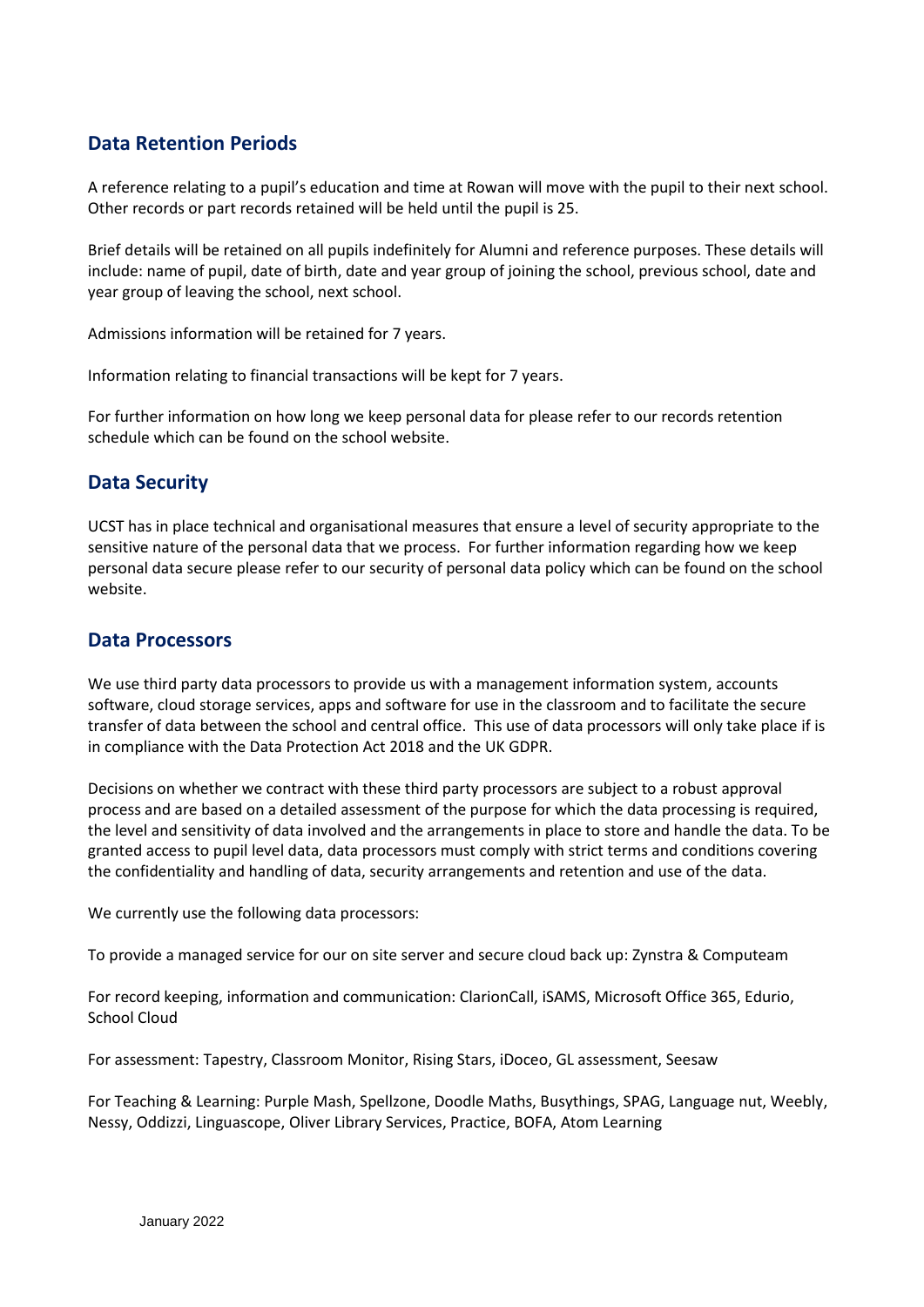## Data Retention Periods

A reference relating to a pupil's education and time at Rowan will move with the pupil to their next school. Other records or part records retained will be held until the pupil is 25.

Brief details will be retained on all pupils indefinitely for Alumni and reference purposes. These details will include: name of pupil, date of birth, date and year group of joining the school, previous school, date and year group of leaving the school, next school.

Admissions information will be retained for 7 years.

Information relating to financial transactions will be kept for 7 years.

For further information on how long we keep personal data for please refer to our records retention schedule which can be found on the school website.

## Data Security

UCST has in place technical and organisational measures that ensure a level of security appropriate to the sensitive nature of the personal data that we process. For further information regarding how we keep personal data secure please refer to our security of personal data policy which can be found on the school website.

## Data Processors

We use third party data processors to provide us with a management information system, accounts software, cloud storage services, apps and software for use in the classroom and to facilitate the secure transfer of data between the school and central office. This use of data processors will only take place if is in compliance with the Data Protection Act 2018 and the UK GDPR.

Decisions on whether we contract with these third party processors are subject to a robust approval process and are based on a detailed assessment of the purpose for which the data processing is required, the level and sensitivity of data involved and the arrangements in place to store and handle the data. To be granted access to pupil level data, data processors must comply with strict terms and conditions covering the confidentiality and handling of data, security arrangements and retention and use of the data.

We currently use the following data processors:

To provide a managed service for our on site server and secure cloud back up: Zynstra & Computeam

For record keeping, information and communication: ClarionCall, iSAMS, Microsoft Office 365, Edurio, School Cloud

For assessment: Tapestry, Classroom Monitor, Rising Stars, iDoceo, GL assessment, Seesaw

For Teaching & Learning: Purple Mash, Spellzone, Doodle Maths, Busythings, SPAG, Language nut, Weebly, Nessy, Oddizzi, Linguascope, Oliver Library Services, Practice, BOFA, Atom Learning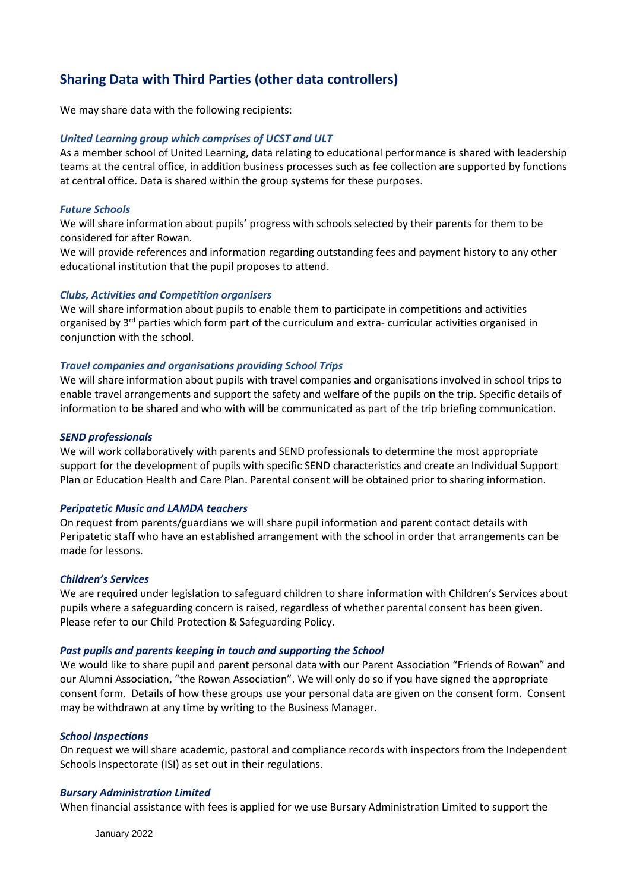## Sharing Data with Third Parties (other data controllers)

We may share data with the following recipients:

***United Learning group which comprises of UCST and ULT***

As a member school of United Learning, data relating to educational performance is shared with leadership teams at the central office, in addition business processes such as fee collection are supported by functions at central office. Data is shared within the group systems for these purposes.

***Future Schools***

We will share information about pupils' progress with schools selected by their parents for them to be considered for after Rowan.

We will provide references and information regarding outstanding fees and payment history to any other educational institution that the pupil proposes to attend.

***Clubs, Activities and Competition organisers***

We will share information about pupils to enable them to participate in competitions and activities organised by 3rd parties which form part of the curriculum and extra- curricular activities organised in conjunction with the school.

***Travel companies and organisations providing School Trips***

We will share information about pupils with travel companies and organisations involved in school trips to enable travel arrangements and support the safety and welfare of the pupils on the trip. Specific details of information to be shared and who with will be communicated as part of the trip briefing communication.

***SEND professionals***

We will work collaboratively with parents and SEND professionals to determine the most appropriate support for the development of pupils with specific SEND characteristics and create an Individual Support Plan or Education Health and Care Plan. Parental consent will be obtained prior to sharing information.

***Peripatetic Music and LAMDA teachers***

On request from parents/guardians we will share pupil information and parent contact details with Peripatetic staff who have an established arrangement with the school in order that arrangements can be made for lessons.

***Children's Services***

We are required under legislation to safeguard children to share information with Children's Services about pupils where a safeguarding concern is raised, regardless of whether parental consent has been given. Please refer to our Child Protection & Safeguarding Policy.

***Past pupils and parents keeping in touch and supporting the School***

We would like to share pupil and parent personal data with our Parent Association "Friends of Rowan" and our Alumni Association, "the Rowan Association". We will only do so if you have signed the appropriate consent form. Details of how these groups use your personal data are given on the consent form. Consent may be withdrawn at any time by writing to the Business Manager.

***School Inspections***

On request we will share academic, pastoral and compliance records with inspectors from the Independent Schools Inspectorate (ISI) as set out in their regulations.

***Bursary Administration Limited***

When financial assistance with fees is applied for we use Bursary Administration Limited to support the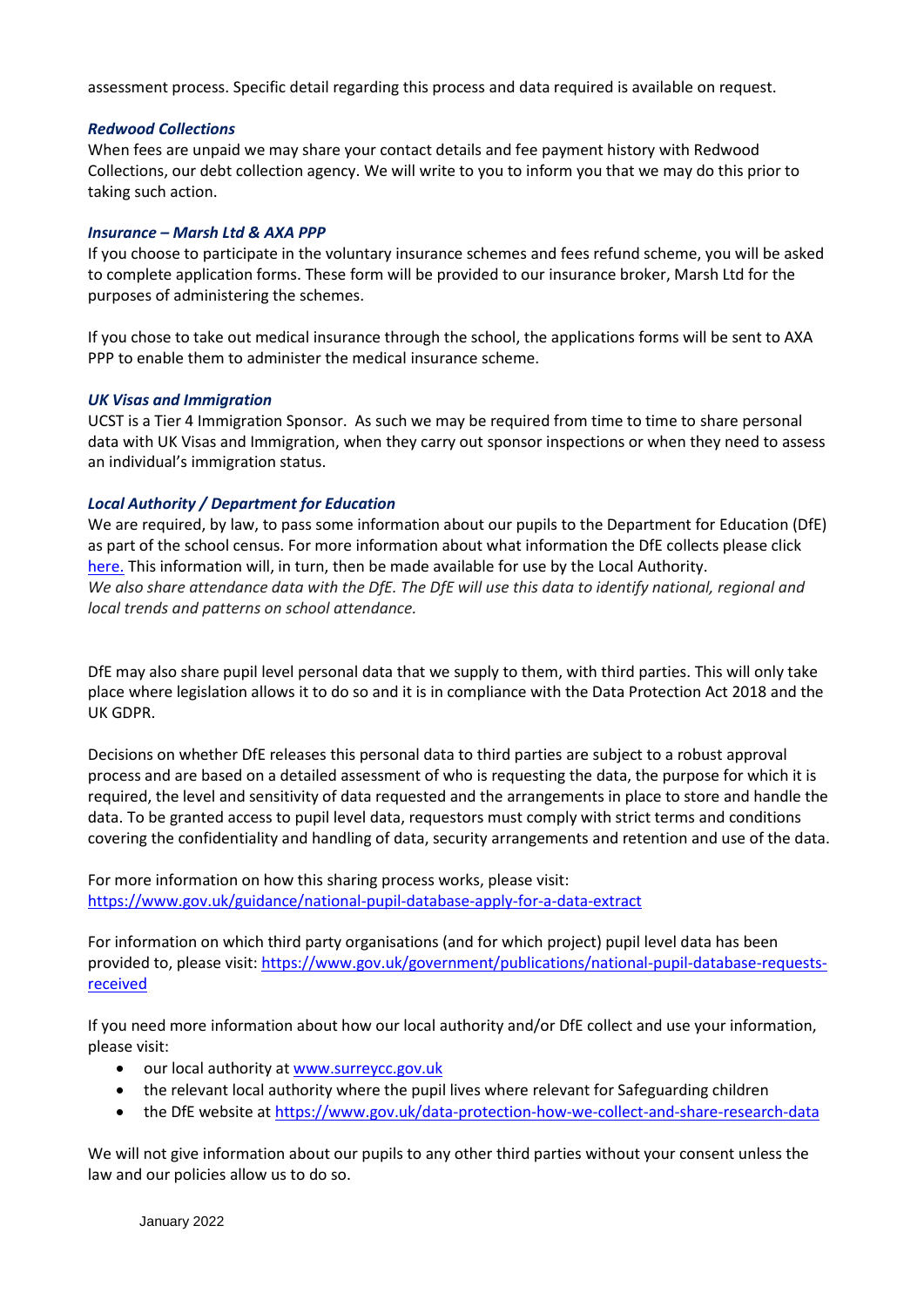assessment process. Specific detail regarding this process and data required is available on request.

***Redwood Collections***

When fees are unpaid we may share your contact details and fee payment history with Redwood Collections, our debt collection agency. We will write to you to inform you that we may do this prior to taking such action.

***Insurance – Marsh Ltd & AXA PPP***

If you choose to participate in the voluntary insurance schemes and fees refund scheme, you will be asked to complete application forms. These form will be provided to our insurance broker, Marsh Ltd for the purposes of administering the schemes.

If you chose to take out medical insurance through the school, the applications forms will be sent to AXA PPP to enable them to administer the medical insurance scheme.

***UK Visas and Immigration***

UCST is a Tier 4 Immigration Sponsor. As such we may be required from time to time to share personal data with UK Visas and Immigration, when they carry out sponsor inspections or when they need to assess an individual's immigration status.

***Local Authority / Department for Education***

We are required, by law, to pass some information about our pupils to the Department for Education (DfE) as part of the school census. For more information about what information the DfE collects please click here. This information will, in turn, then be made available for use by the Local Authority.
*We also share attendance data with the DfE. The DfE will use this data to identify national, regional and local trends and patterns on school attendance.*

DfE may also share pupil level personal data that we supply to them, with third parties. This will only take place where legislation allows it to do so and it is in compliance with the Data Protection Act 2018 and the UK GDPR.

Decisions on whether DfE releases this personal data to third parties are subject to a robust approval process and are based on a detailed assessment of who is requesting the data, the purpose for which it is required, the level and sensitivity of data requested and the arrangements in place to store and handle the data. To be granted access to pupil level data, requestors must comply with strict terms and conditions covering the confidentiality and handling of data, security arrangements and retention and use of the data.

For more information on how this sharing process works, please visit:
https://www.gov.uk/guidance/national-pupil-database-apply-for-a-data-extract

For information on which third party organisations (and for which project) pupil level data has been provided to, please visit: https://www.gov.uk/government/publications/national-pupil-database-requests-received

If you need more information about how our local authority and/or DfE collect and use your information, please visit:

- our local authority at www.surreycc.gov.uk
- the relevant local authority where the pupil lives where relevant for Safeguarding children
- the DfE website at https://www.gov.uk/data-protection-how-we-collect-and-share-research-data

We will not give information about our pupils to any other third parties without your consent unless the law and our policies allow us to do so.

January 2022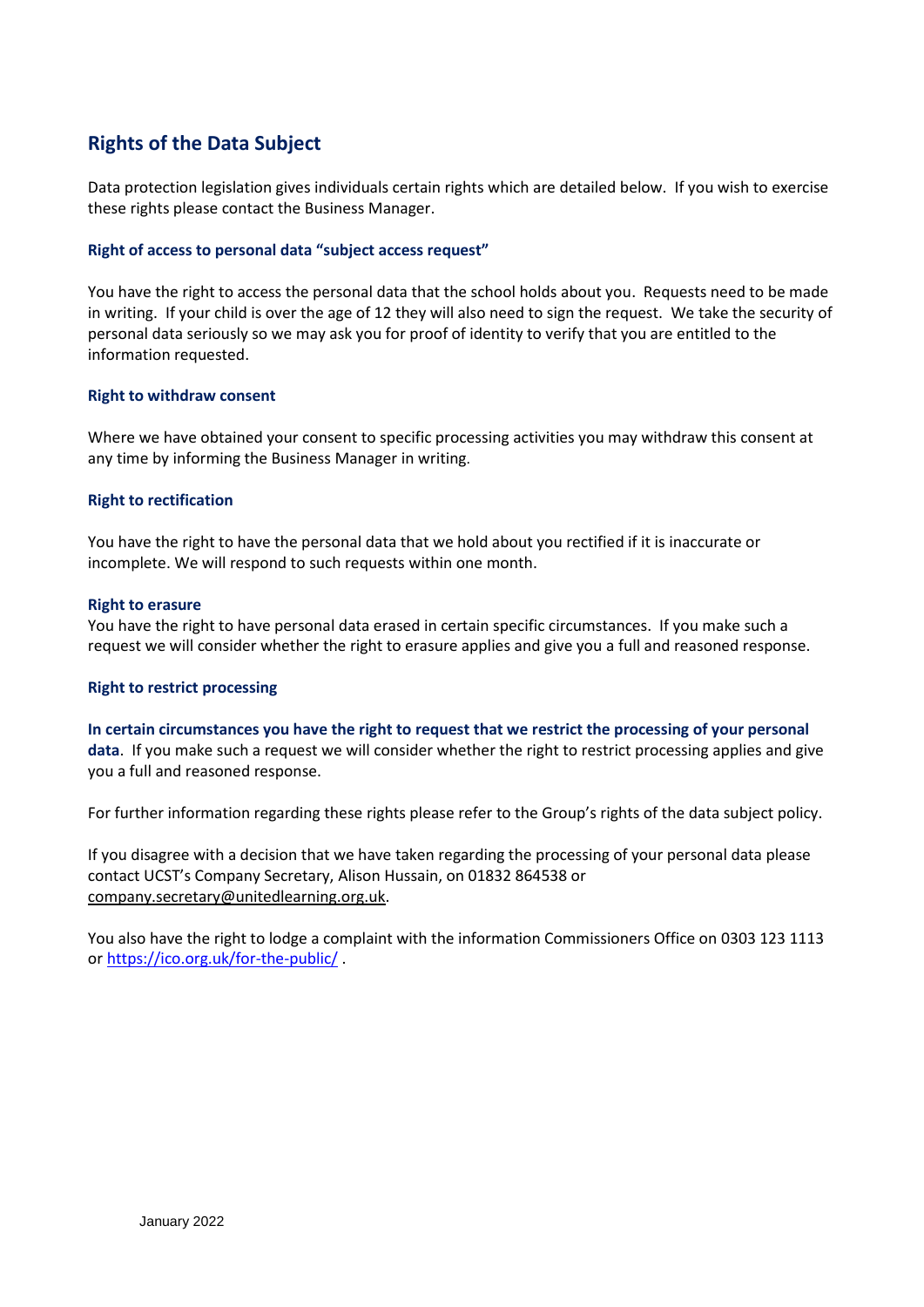## Rights of the Data Subject

Data protection legislation gives individuals certain rights which are detailed below. If you wish to exercise these rights please contact the Business Manager.

### Right of access to personal data "subject access request"

You have the right to access the personal data that the school holds about you. Requests need to be made in writing. If your child is over the age of 12 they will also need to sign the request. We take the security of personal data seriously so we may ask you for proof of identity to verify that you are entitled to the information requested.

### Right to withdraw consent

Where we have obtained your consent to specific processing activities you may withdraw this consent at any time by informing the Business Manager in writing.

### Right to rectification

You have the right to have the personal data that we hold about you rectified if it is inaccurate or incomplete. We will respond to such requests within one month.

### Right to erasure

You have the right to have personal data erased in certain specific circumstances. If you make such a request we will consider whether the right to erasure applies and give you a full and reasoned response.

### Right to restrict processing

**In certain circumstances you have the right to request that we restrict the processing of your personal data**. If you make such a request we will consider whether the right to restrict processing applies and give you a full and reasoned response.

For further information regarding these rights please refer to the Group's rights of the data subject policy.

If you disagree with a decision that we have taken regarding the processing of your personal data please contact UCST's Company Secretary, Alison Hussain, on 01832 864538 or company.secretary@unitedlearning.org.uk.

You also have the right to lodge a complaint with the information Commissioners Office on 0303 123 1113 or https://ico.org.uk/for-the-public/ .

January 2022